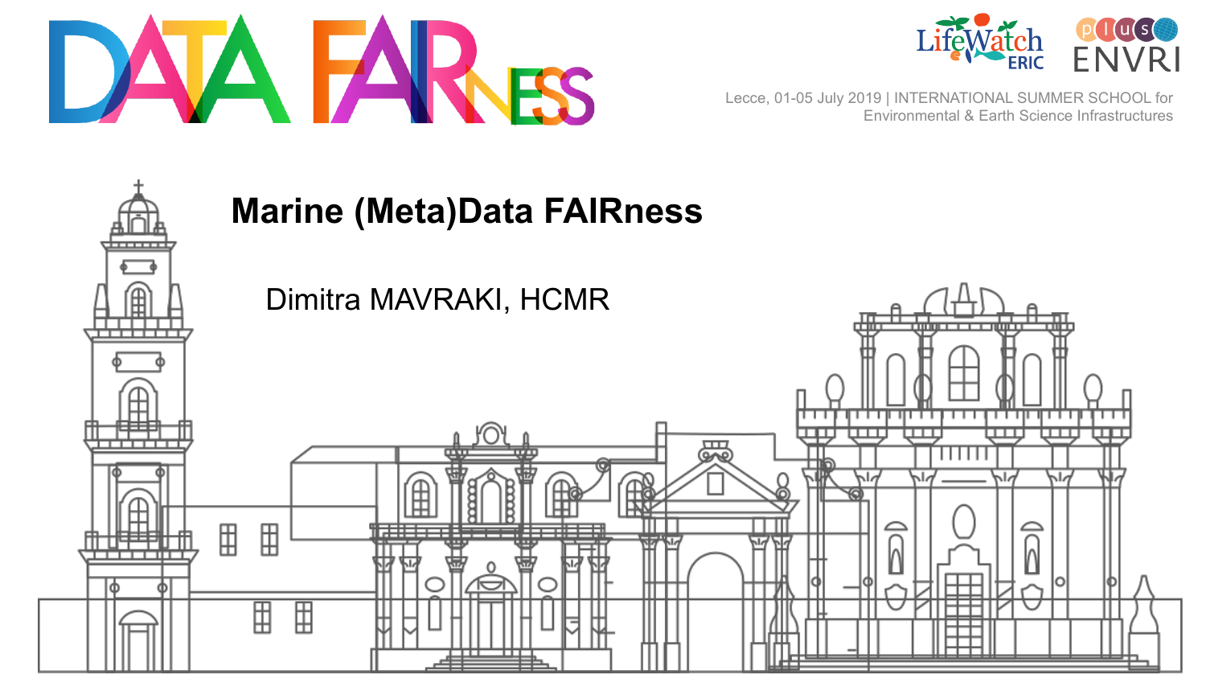# DATA FAIRness

Lecce, 01-05 July 2019 | INTERNATIONAL SUMMER SCHOOL for Environmental & Earth Science Infrastructures

## Marine (Meta)Data FAIRness

Dimitra MAVRAKI, HCMR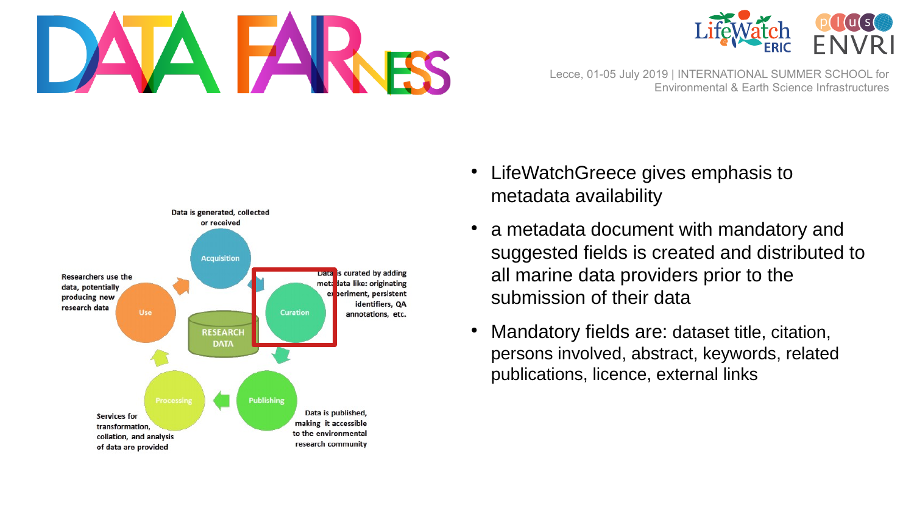Data is generated, collected or received

Acquisition

Researchers use the data, potentially producing new research data

Use

RESEARCH DATA

Curation

Data is curated by adding metadata like: originating experiment, persistent identifiers, QA annotations, etc.

Processing

Services for transformation, collation, and analysis of data are provided

Publishing

Data is published, making it accessible to the environmental research community

- LifeWatchGreece gives emphasis to metadata availability
- a metadata document with mandatory and suggested fields is created and distributed to all marine data providers prior to the submission of their data
- Mandatory fields are: dataset title, citation, persons involved, abstract, keywords, related publications, licence, external links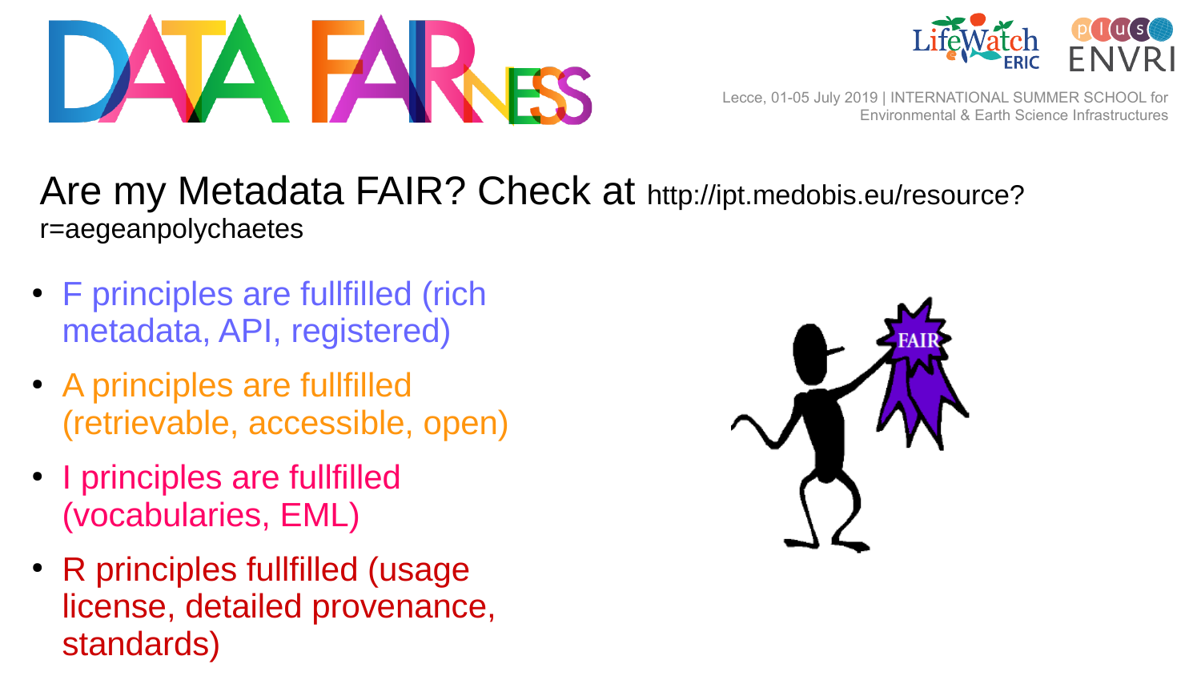# Are my Metadata FAIR? Check at http://ipt.medobis.eu/resource?r=aegeanpolychaetes

- F principles are fullfilled (rich metadata, API, registered)
- A principles are fullfilled (retrievable, accessible, open)
- I principles are fullfilled (vocabularies, EML)
- R principles fullfilled (usage license, detailed provenance, standards)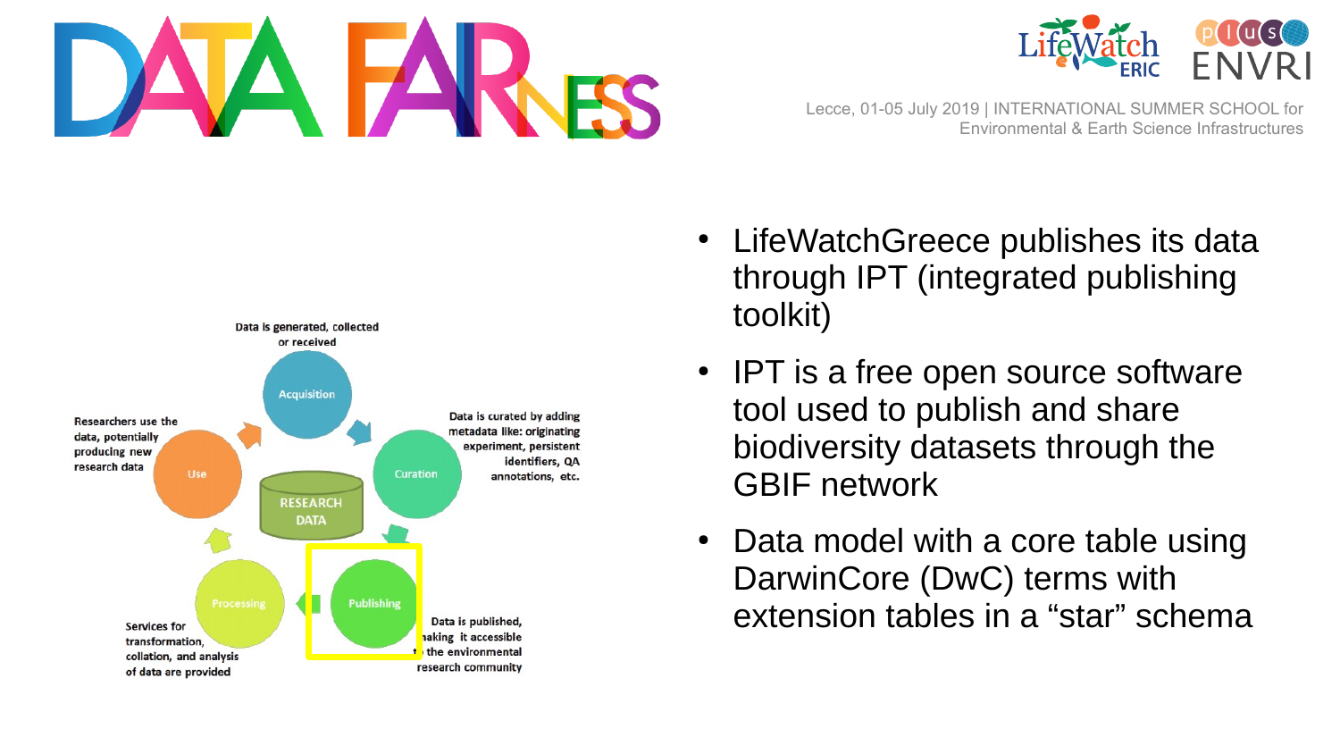- LifeWatchGreece publishes its data through IPT (integrated publishing toolkit)
- IPT is a free open source software tool used to publish and share biodiversity datasets through the GBIF network
- Data model with a core table using DarwinCore (DwC) terms with extension tables in a “star” schema

Data is generated, collected or received

Acquisition

Data is curated by adding metadata like: originating experiment, persistent identifiers, QA annotations, etc.

Curation

RESEARCH DATA

Publishing

Data is published, making it accessible to the environmental research community

Processing

Services for transformation, collation, and analysis of data are provided

Use

Researchers use the data, potentially producing new research data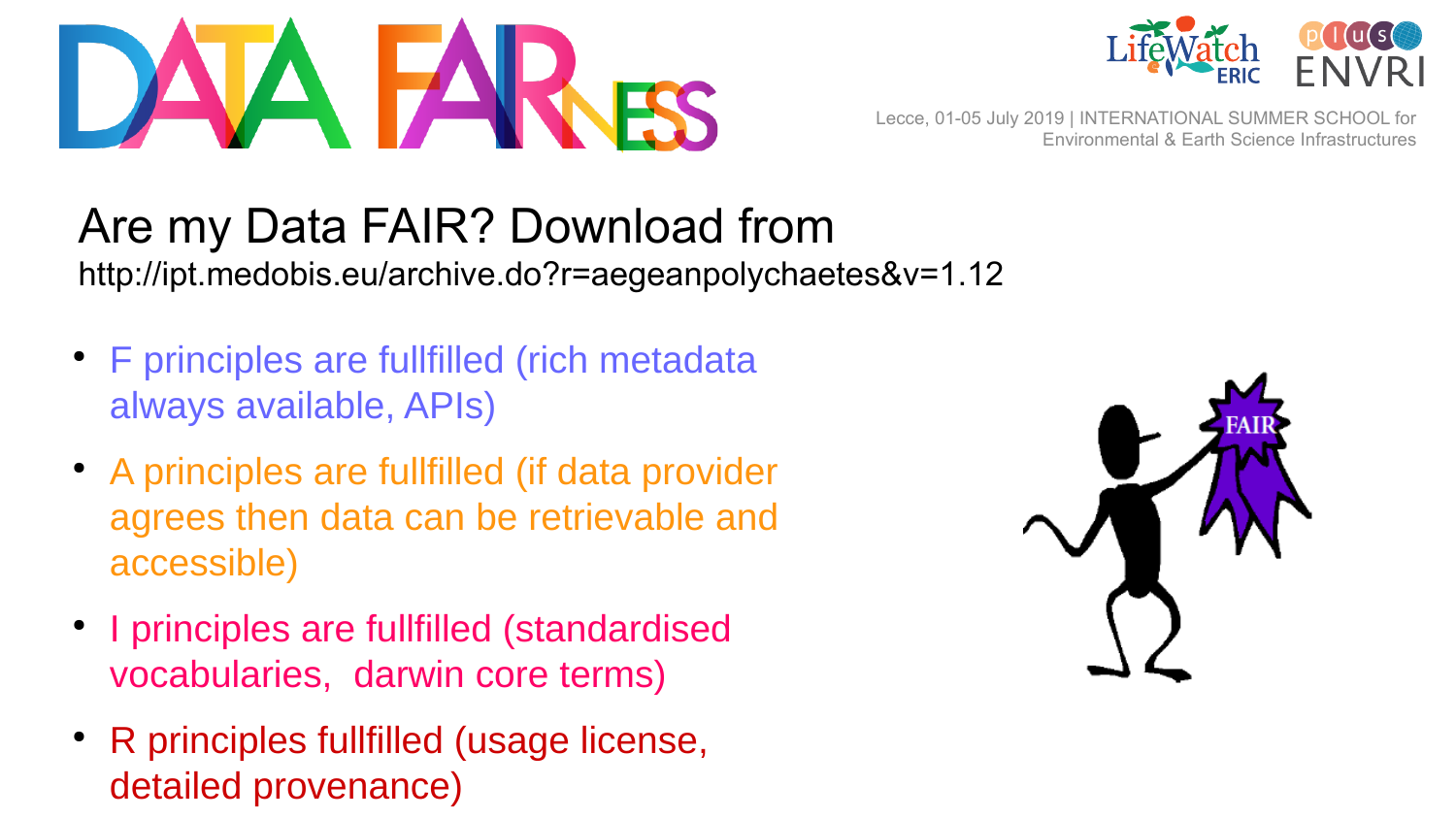# Are my Data FAIR? Download from

http://ipt.medobis.eu/archive.do?r=aegeanpolychaetes&v=1.12

- F principles are fullfilled (rich metadata always available, APIs)
- A principles are fullfilled (if data provider agrees then data can be retrievable and accessible)
- I principles are fullfilled (standardised vocabularies,  darwin core terms)
- R principles fullfilled (usage license, detailed provenance)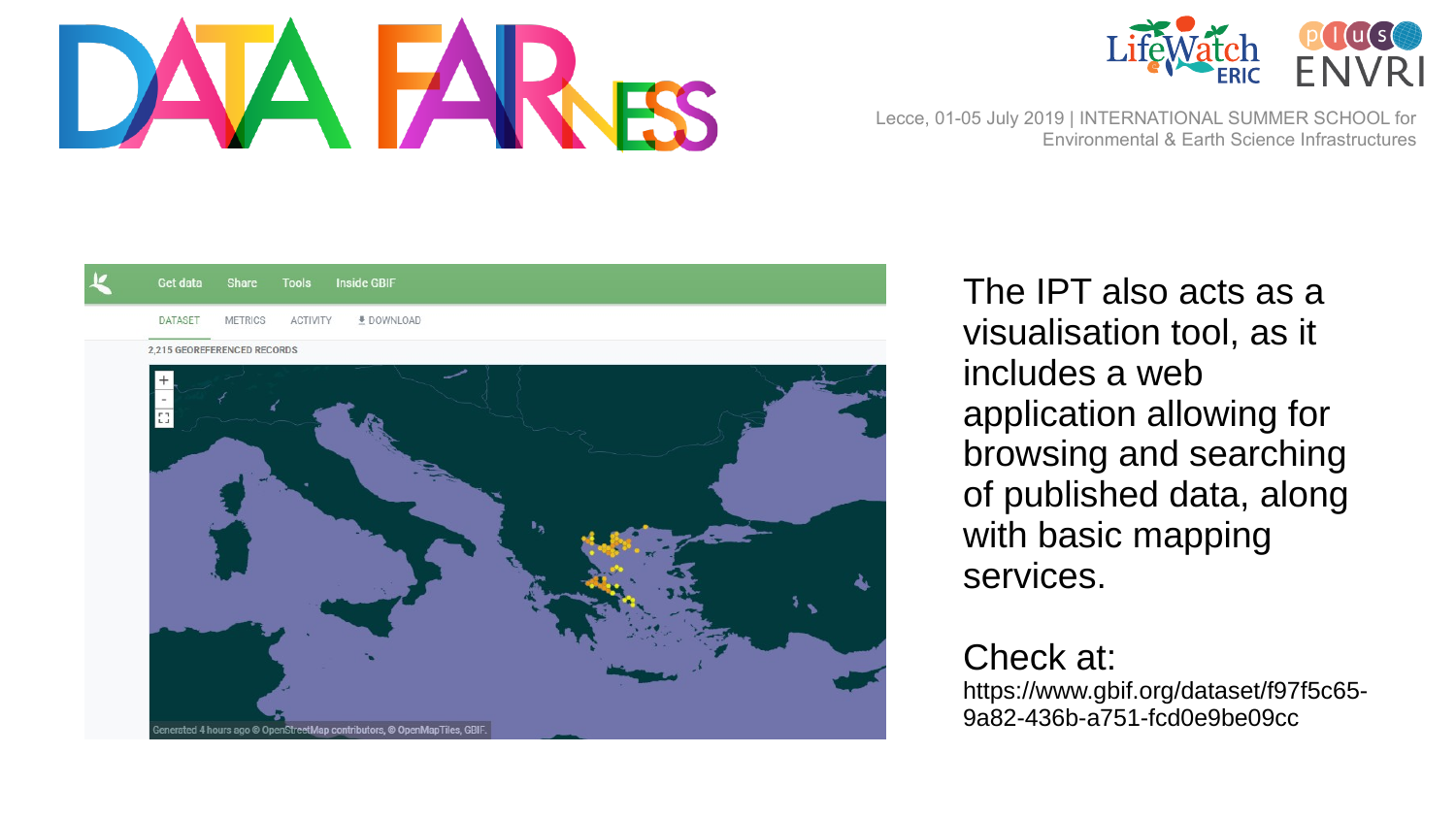The IPT also acts as a visualisation tool, as it includes a web application allowing for browsing and searching of published data, along with basic mapping services.

Check at:
https://www.gbif.org/dataset/f97f5c65-9a82-436b-a751-fcd0e9be09cc